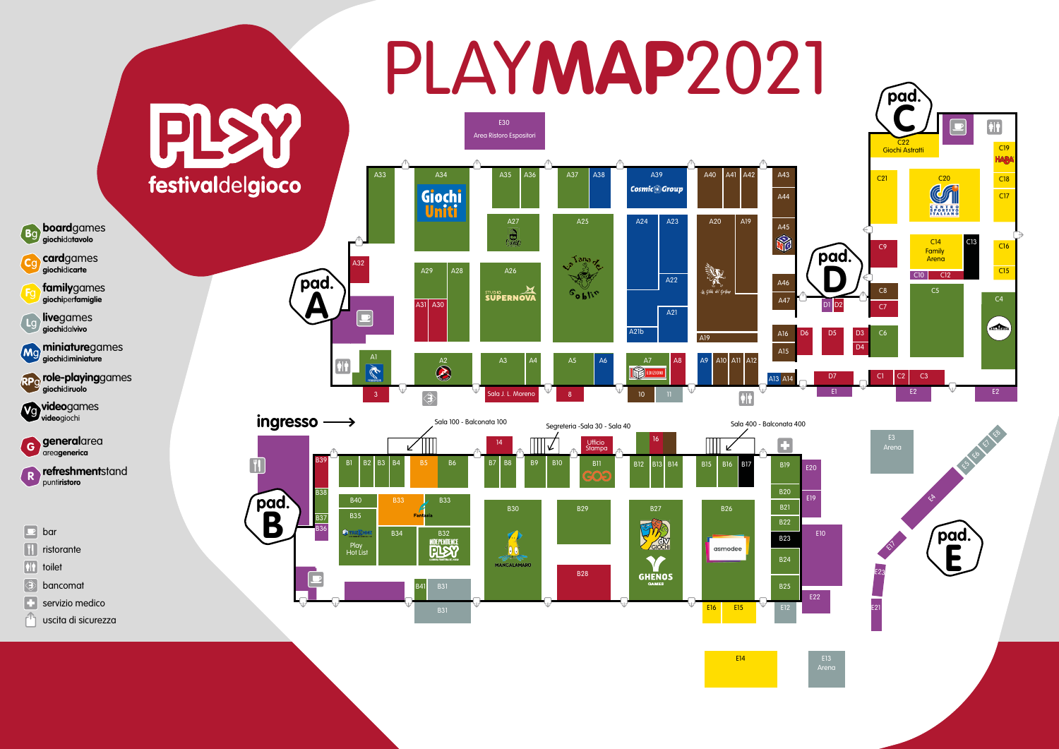# PLAYMAP2021

PLAY festivaldelgioco

- **Bg** **board**games — giochida**tavolo**
- **Cg** **card**games — giochidi**carte**
- **Fg** **family**games — giochiper**famiglie**
- **Lg** **live**games — giochidal**vivo**
- **Mg** **miniature**games — giochidi**miniature**
- **RPg** **role-playing**games — giochidi**ruolo**
- **Vg** **video**games — **video**giochi
- **G** **general**area — area**generica**
- **R** **refreshment**stand — punti**ristoro**

- bar
- ristorante
- toilet
- bancomat
- servizio medico
- uscita di sicurezza

ingresso →

pad. A

E30 Area Ristoro Espositori

A33, A34 Giochi Uniti, A35, A36, A37, A38, A39 Cosmic Group, A40, A41, A42, A43, A44, A45, A46, A47, A32, A29, A28, A27, A26 Studio Supernova, A25 La Tana dei Goblin, A24, A23, A22, A21, A21b, A20, A19, A31, A30, A16, A15, A1, A2, A3, A4, A5, A6, A7, A8, A9, A10, A11, A12, A13, A14, 3, Sala J. L. Moreno, 8, 10, 11

pad. B

Sala 100 - Balconata 100, Segreteria -Sala 30 - Sala 40, Sala 400 - Balconata 400

14, Ufficio Stampa, 16

B39, B1, B2, B3, B4, B5, B6, B7, B8, B9, B10, B11, B12, B13, B14, B15, B16, B17, B19, B20, B21, B22, B23, B24, B25, B38, B37, B36, B40, B33, B35, B34, B32 Independence Play, B30 Mancalamaro, B29, B28, B27 dV Giochi, Ghenos Games, B26 asmodee, Play Hot List, B41, B31

E20, E19, E10, E22, E16, E15, E12, E14, E13 Arena

pad. C

C22 Giochi Astratti, C21, C20 Centro Sportivo Italiano, C19 HABA, C18, C17, C16, C15, C14 Family Arena, C13, C10, C12, C9, C8, C7, C6, C5, C4, C1, C2, C3, E2

pad. D

D1, D2, D3, D4, D5, D6, D7, E1

pad. E

E3 Arena, E4, E5, E6, E7, E8, E17, E21, E23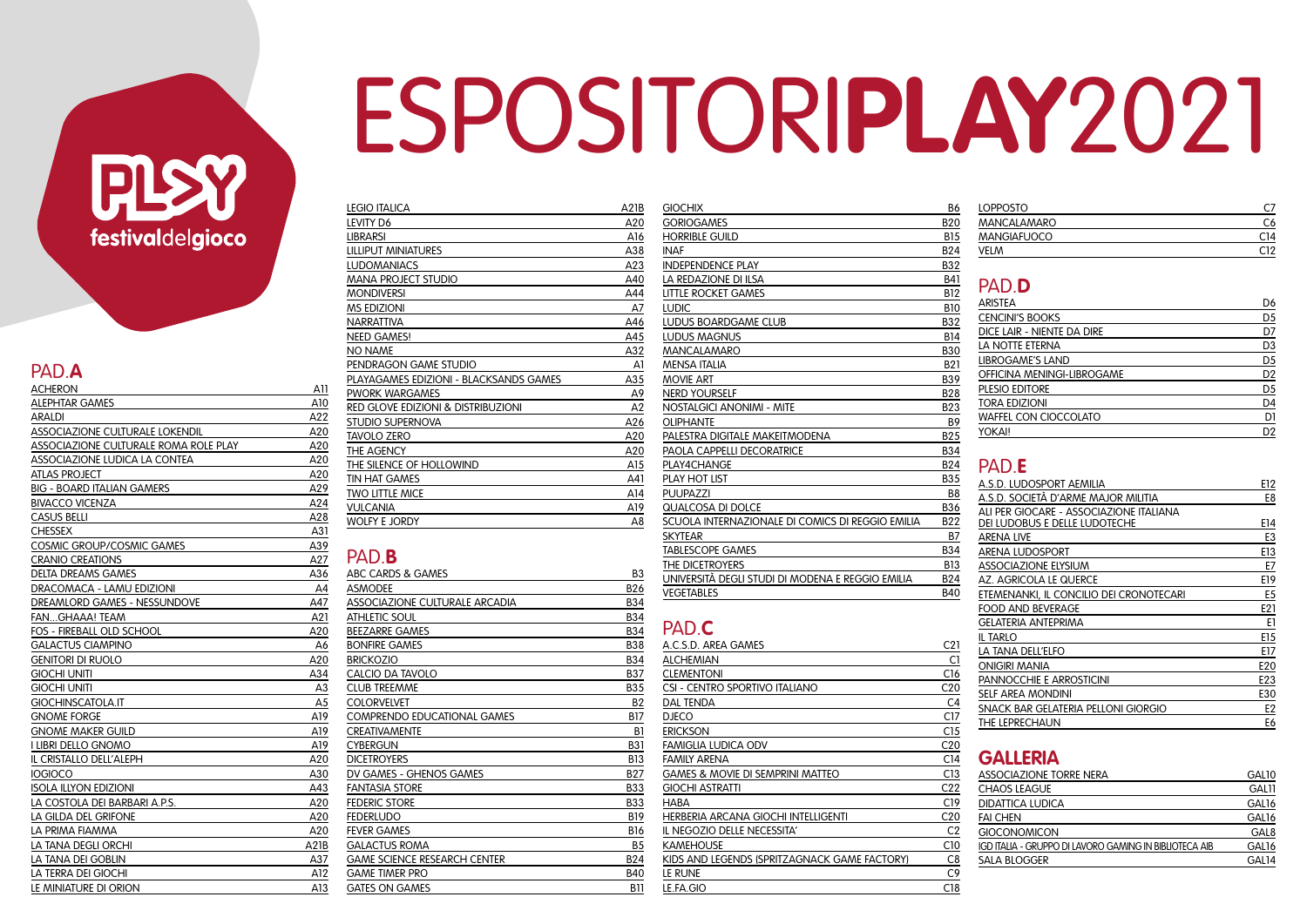# ESPOSITORIPLAY2021

PLAY festivaldelgioco

## PAD.A

| | |
|---|---|
| ACHERON | A11 |
| ALEPHTAR GAMES | A10 |
| ARALDI | A22 |
| ASSOCIAZIONE CULTURALE LOKENDIL | A20 |
| ASSOCIAZIONE CULTURALE ROMA ROLE PLAY | A20 |
| ASSOCIAZIONE LUDICA LA CONTEA | A20 |
| ATLAS PROJECT | A20 |
| BIG - BOARD ITALIAN GAMERS | A29 |
| BIVACCO VICENZA | A24 |
| CASUS BELLI | A28 |
| CHESSEX | A31 |
| COSMIC GROUP/COSMIC GAMES | A39 |
| CRANIO CREATIONS | A27 |
| DELTA DREAMS GAMES | A36 |
| DRACOMACA - LAMU EDIZIONI | A4 |
| DREAMLORD GAMES - NESSUNDOVE | A47 |
| FAN...GHAAA! TEAM | A21 |
| FOS - FIREBALL OLD SCHOOL | A20 |
| GALACTUS CIAMPINO | A6 |
| GENITORI DI RUOLO | A20 |
| GIOCHI UNITI | A34 |
| GIOCHI UNITI | A3 |
| GIOCHINSCATOLA.IT | A5 |
| GNOME FORGE | A19 |
| GNOME MAKER GUILD | A19 |
| I LIBRI DELLO GNOMO | A19 |
| IL CRISTALLO DELL'ALEPH | A20 |
| IOGIOCO | A30 |
| ISOLA ILLYON EDIZIONI | A43 |
| LA COSTOLA DEI BARBARI A.P.S. | A20 |
| LA GILDA DEL GRIFONE | A20 |
| LA PRIMA FIAMMA | A20 |
| LA TANA DEGLI ORCHI | A21B |
| LA TANA DEI GOBLIN | A37 |
| LA TERRA DEI GIOCHI | A12 |
| LE MINIATURE DI ORION | A13 |
| LEGIO ITALICA | A21B |
| LEVITY D6 | A20 |
| LIBRARSI | A16 |
| LILLIPUT MINIATURES | A38 |
| LUDOMANIACS | A23 |
| MANA PROJECT STUDIO | A40 |
| MONDIVERSI | A44 |
| MS EDIZIONI | A7 |
| NARRATTIVA | A46 |
| NEED GAMES! | A45 |
| NO NAME | A32 |
| PENDRAGON GAME STUDIO | A1 |
| PLAYAGAMES EDIZIONI - BLACKSANDS GAMES | A35 |
| PWORK WARGAMES | A9 |
| RED GLOVE EDIZIONI & DISTRIBUZIONI | A2 |
| STUDIO SUPERNOVA | A26 |
| TAVOLO ZERO | A20 |
| THE AGENCY | A20 |
| THE SILENCE OF HOLLOWIND | A15 |
| TIN HAT GAMES | A41 |
| TWO LITTLE MICE | A14 |
| VULCANIA | A19 |
| WOLFY E JORDY | A8 |

## PAD.B

| | |
|---|---|
| ABC CARDS & GAMES | B3 |
| ASMODEE | B26 |
| ASSOCIAZIONE CULTURALE ARCADIA | B34 |
| ATHLETIC SOUL | B34 |
| BEEZARRE GAMES | B34 |
| BONFIRE GAMES | B38 |
| BRICKOZIO | B34 |
| CALCIO DA TAVOLO | B37 |
| CLUB TREEMME | B35 |
| COLORVELVET | B2 |
| COMPRENDO EDUCATIONAL GAMES | B17 |
| CREATIVAMENTE | B1 |
| CYBERGUN | B31 |
| DICETROYERS | B13 |
| DV GAMES - GHENOS GAMES | B27 |
| FANTASIA STORE | B33 |
| FEDERIC STORE | B33 |
| FEDERLUDO | B19 |
| FEVER GAMES | B16 |
| GALACTUS ROMA | B5 |
| GAME SCIENCE RESEARCH CENTER | B24 |
| GAME TIMER PRO | B40 |
| GATES ON GAMES | B11 |
| GIOCHIX | B6 |
| GORIOGAMES | B20 |
| HORRIBLE GUILD | B15 |
| INAF | B24 |
| INDEPENDENCE PLAY | B32 |
| LA REDAZIONE DI ILSA | B41 |
| LITTLE ROCKET GAMES | B12 |
| LUDIC | B10 |
| LUDUS BOARDGAME CLUB | B32 |
| LUDUS MAGNUS | B14 |
| MANCALAMARO | B30 |
| MENSA ITALIA | B21 |
| MOVIE ART | B39 |
| NERD YOURSELF | B28 |
| NOSTALGICI ANONIMI - MITE | B23 |
| OLIPHANTE | B9 |
| PALESTRA DIGITALE MAKEITMODENA | B25 |
| PAOLA CAPPELLI DECORATRICE | B34 |
| PLAY4CHANGE | B24 |
| PLAY HOT LIST | B35 |
| PUUPAZZI | B8 |
| QUALCOSA DI DOLCE | B36 |
| SCUOLA INTERNAZIONALE DI COMICS DI REGGIO EMILIA | B22 |
| SKYTEAR | B7 |
| TABLESCOPE GAMES | B34 |
| THE DICETROYERS | B13 |
| UNIVERSITÀ DEGLI STUDI DI MODENA E REGGIO EMILIA | B24 |
| VEGETABLES | B40 |

## PAD.C

| | |
|---|---|
| A.C.S.D. AREA GAMES | C21 |
| ALCHEMIAN | C1 |
| CLEMENTONI | C16 |
| CSI - CENTRO SPORTIVO ITALIANO | C20 |
| DAL TENDA | C4 |
| DJECO | C17 |
| ERICKSON | C15 |
| FAMIGLIA LUDICA ODV | C20 |
| FAMILY ARENA | C14 |
| GAMES & MOVIE DI SEMPRINI MATTEO | C13 |
| GIOCHI ASTRATTI | C22 |
| HABA | C19 |
| HERBERIA ARCANA GIOCHI INTELLIGENTI | C20 |
| IL NEGOZIO DELLE NECESSITA' | C2 |
| KAMEHOUSE | C10 |
| KIDS AND LEGENDS (SPRITZAGNACK GAME FACTORY) | C8 |
| LE RUNE | C9 |
| LE.FA.GIO | C18 |
| LOPPOSTO | C7 |
| MANCALAMARO | C6 |
| MANGIAFUOCO | C14 |
| VELM | C12 |

## PAD.D

| | |
|---|---|
| ARISTEA | D6 |
| CENCINI'S BOOKS | D5 |
| DICE LAIR - NIENTE DA DIRE | D7 |
| LA NOTTE ETERNA | D3 |
| LIBROGAME'S LAND | D5 |
| OFFICINA MENINGI-LIBROGAME | D2 |
| PLESIO EDITORE | D5 |
| TORA EDIZIONI | D4 |
| WAFFEL CON CIOCCOLATO | D1 |
| YOKAI! | D2 |

## PAD.E

| | |
|---|---|
| A.S.D. LUDOSPORT AEMILIA | E12 |
| A.S.D. SOCIETÀ D'ARME MAJOR MILITIA | E8 |
| ALI PER GIOCARE - ASSOCIAZIONE ITALIANA DEI LUDOBUS E DELLE LUDOTECHE | E14 |
| ARENA LIVE | E3 |
| ARENA LUDOSPORT | E13 |
| ASSOCIAZIONE ELYSIUM | E7 |
| AZ. AGRICOLA LE QUERCE | E19 |
| ETEMENANKI, IL CONCILIO DEI CRONOTECARI | E5 |
| FOOD AND BEVERAGE | E21 |
| GELATERIA ANTEPRIMA | E1 |
| IL TARLO | E15 |
| LA TANA DELL'ELFO | E17 |
| ONIGIRI MANIA | E20 |
| PANNOCCHIE E ARROSTICINI | E23 |
| SELF AREA MONDINI | E30 |
| SNACK BAR GELATERIA PELLONI GIORGIO | E2 |
| THE LEPRECHAUN | E6 |

## GALLERIA

| | |
|---|---|
| ASSOCIAZIONE TORRE NERA | GAL10 |
| CHAOS LEAGUE | GAL11 |
| DIDATTICA LUDICA | GAL16 |
| FAI CHEN | GAL16 |
| GIOCONOMICON | GAL8 |
| IGD ITALIA - GRUPPO DI LAVORO GAMING IN BIBLIOTECA AIB | GAL16 |
| SALA BLOGGER | GAL14 |